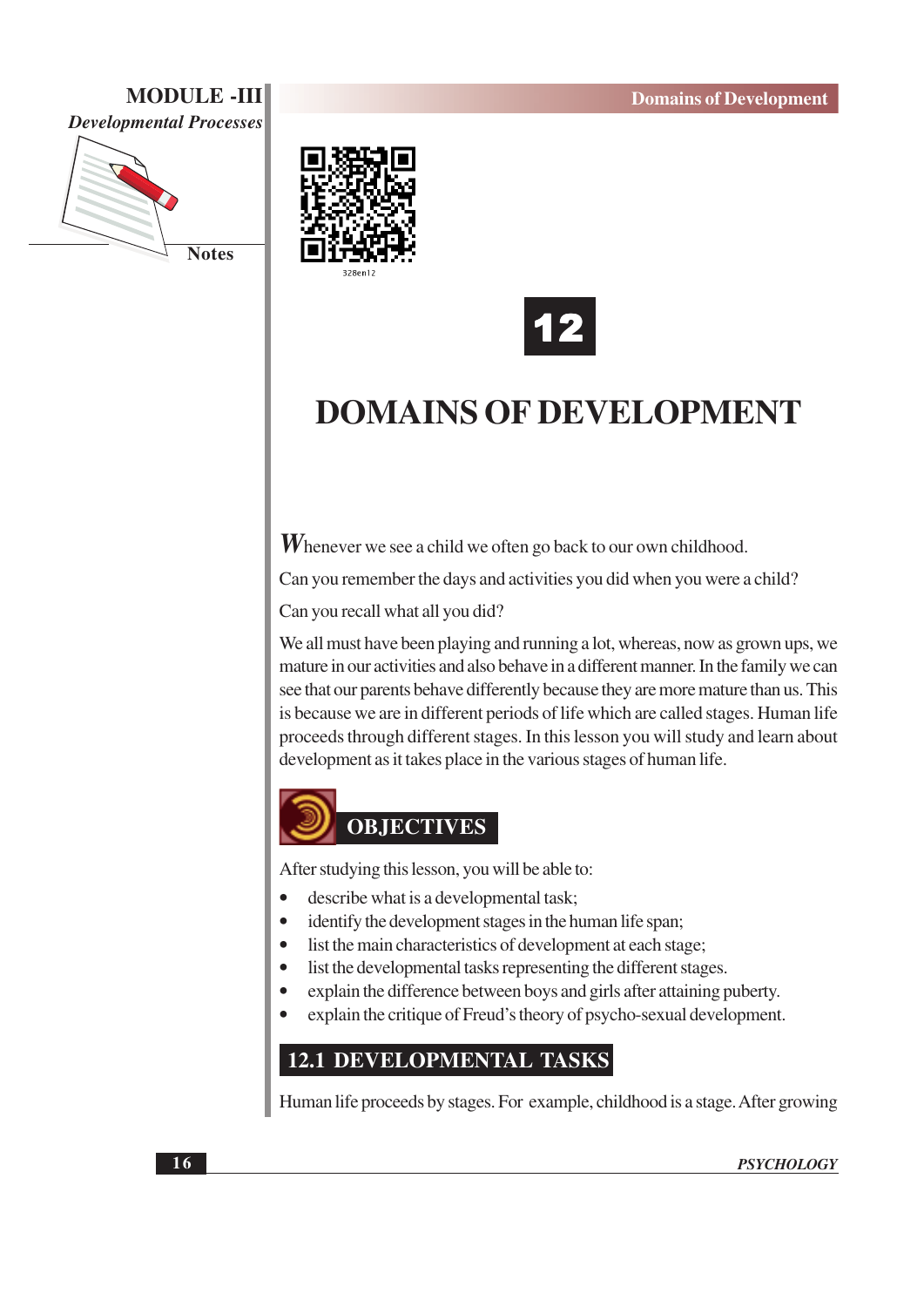# 12

# DOMAINS OF DEVELOPMENT

Whenever we see a child we often go back to our own childhood.

Can you remember the days and activities you did when you were a child?

Can you recall what all you did?

We all must have been playing and running a lot, whereas, now as grown ups, we mature in our activities and also behave in a different manner. In the family we can see that our parents behave differently because they are more mature than us. This is because we are in different periods of life which are called stages. Human life proceeds through different stages. In this lesson you will study and learn about development as it takes place in the various stages of human life.

## OBJECTIVES

After studying this lesson, you will be able to:

- describe what is a developmental task;
- identify the development stages in the human life span;
- list the main characteristics of development at each stage;
- list the developmental tasks representing the different stages.
- explain the difference between boys and girls after attaining puberty.
- explain the critique of Freud's theory of psycho-sexual development.

## 12.1 DEVELOPMENTAL TASKS

Human life proceeds by stages. For example, childhood is a stage. After growing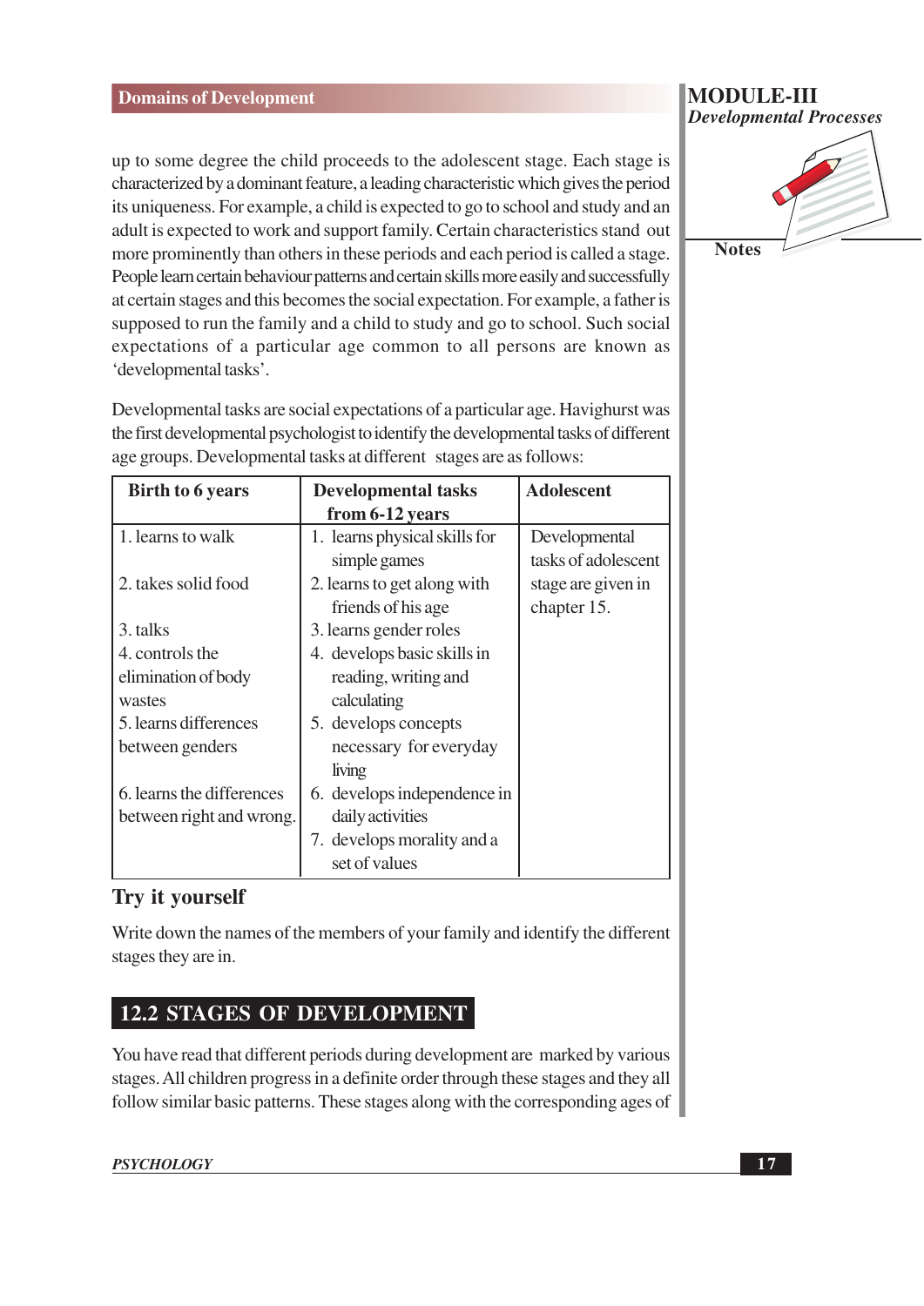up to some degree the child proceeds to the adolescent stage. Each stage is characterized by a dominant feature, a leading characteristic which gives the period its uniqueness. For example, a child is expected to go to school and study and an adult is expected to work and support family. Certain characteristics stand out more prominently than others in these periods and each period is called a stage. People learn certain behaviour patterns and certain skills more easily and successfully at certain stages and this becomes the social expectation. For example, a father is supposed to run the family and a child to study and go to school. Such social expectations of a particular age common to all persons are known as 'developmental tasks'.

Developmental tasks are social expectations of a particular age. Havighurst was the first developmental psychologist to identify the developmental tasks of different age groups. Developmental tasks at different stages are as follows:

| Birth to 6 years | Developmental tasks from 6-12 years | Adolescent |
|---|---|---|
| 1. learns to walk | 1. learns physical skills for simple games | Developmental tasks of adolescent stage are given in chapter 15. |
| 2. takes solid food | 2. learns to get along with friends of his age | |
| 3. talks | 3. learns gender roles | |
| 4. controls the elimination of body wastes | 4. develops basic skills in reading, writing and calculating | |
| 5. learns differences between genders | 5. develops concepts necessary for everyday living | |
| 6. learns the differences between right and wrong. | 6. develops independence in daily activities | |
| | 7. develops morality and a set of values | |

### Try it yourself

Write down the names of the members of your family and identify the different stages they are in.

## 12.2 STAGES OF DEVELOPMENT

You have read that different periods during development are marked by various stages. All children progress in a definite order through these stages and they all follow similar basic patterns. These stages along with the corresponding ages of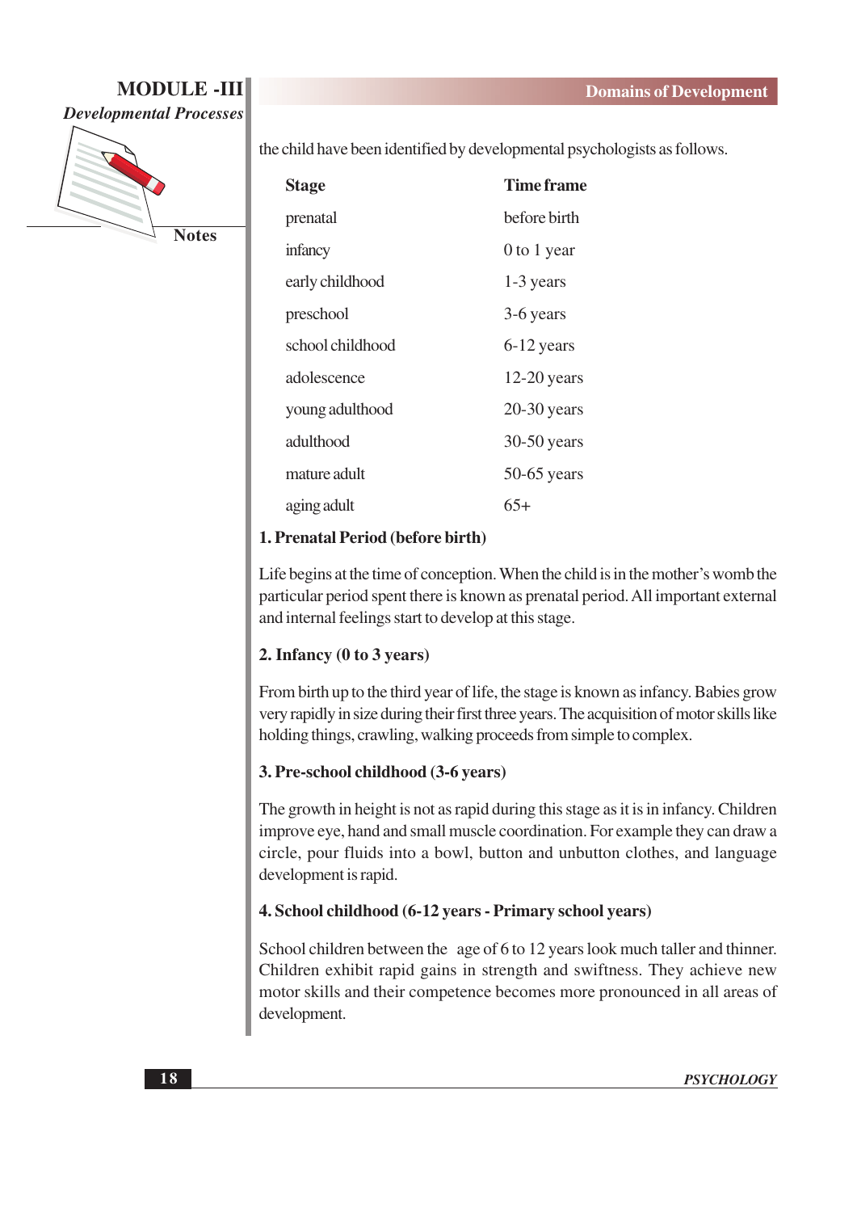the child have been identified by developmental psychologists as follows.

| Stage | Time frame |
|---|---|
| prenatal | before birth |
| infancy | 0 to 1 year |
| early childhood | 1-3 years |
| preschool | 3-6 years |
| school childhood | 6-12 years |
| adolescence | 12-20 years |
| young adulthood | 20-30 years |
| adulthood | 30-50 years |
| mature adult | 50-65 years |
| aging adult | 65+ |

**1. Prenatal Period (before birth)**

Life begins at the time of conception. When the child is in the mother's womb the particular period spent there is known as prenatal period. All important external and internal feelings start to develop at this stage.

**2. Infancy (0 to 3 years)**

From birth up to the third year of life, the stage is known as infancy. Babies grow very rapidly in size during their first three years. The acquisition of motor skills like holding things, crawling, walking proceeds from simple to complex.

**3. Pre-school childhood (3-6 years)**

The growth in height is not as rapid during this stage as it is in infancy. Children improve eye, hand and small muscle coordination. For example they can draw a circle, pour fluids into a bowl, button and unbutton clothes, and language development is rapid.

**4. School childhood (6-12 years - Primary school years)**

School children between the age of 6 to 12 years look much taller and thinner. Children exhibit rapid gains in strength and swiftness. They achieve new motor skills and their competence becomes more pronounced in all areas of development.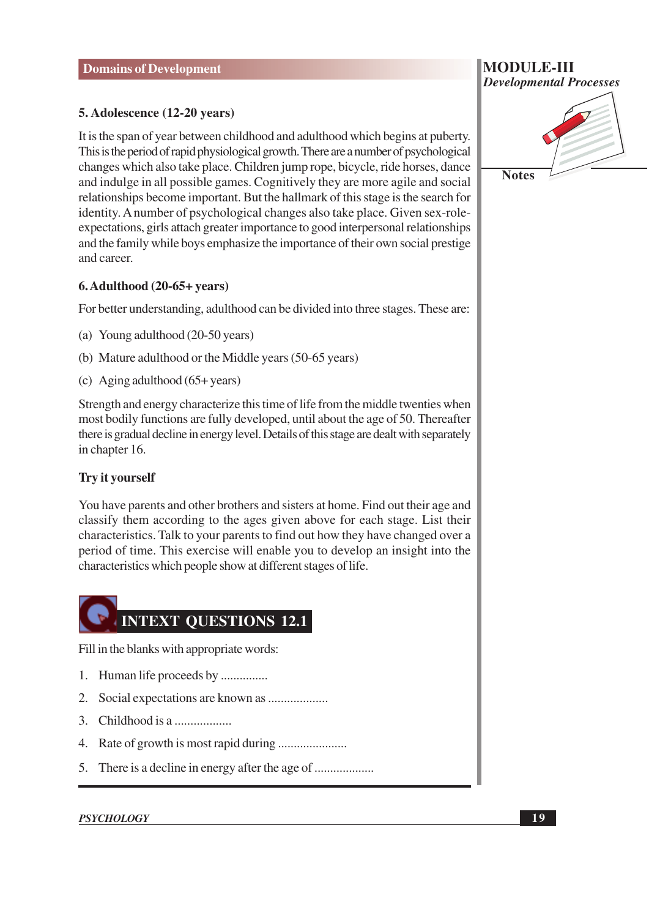### 5. Adolescence (12-20 years)

It is the span of year between childhood and adulthood which begins at puberty. This is the period of rapid physiological growth. There are a number of psychological changes which also take place. Children jump rope, bicycle, ride horses, dance and indulge in all possible games. Cognitively they are more agile and social relationships become important. But the hallmark of this stage is the search for identity. A number of psychological changes also take place. Given sex-role-expectations, girls attach greater importance to good interpersonal relationships and the family while boys emphasize the importance of their own social prestige and career.

### 6. Adulthood (20-65+ years)

For better understanding, adulthood can be divided into three stages. These are:

(a) Young adulthood (20-50 years)

(b) Mature adulthood or the Middle years (50-65 years)

(c) Aging adulthood (65+ years)

Strength and energy characterize this time of life from the middle twenties when most bodily functions are fully developed, until about the age of 50. Thereafter there is gradual decline in energy level. Details of this stage are dealt with separately in chapter 16.

**Try it yourself**

You have parents and other brothers and sisters at home. Find out their age and classify them according to the ages given above for each stage. List their characteristics. Talk to your parents to find out how they have changed over a period of time. This exercise will enable you to develop an insight into the characteristics which people show at different stages of life.

## INTEXT QUESTIONS 12.1

Fill in the blanks with appropriate words:

1. Human life proceeds by ..............
2. Social expectations are known as ..................
3. Childhood is a .................
4. Rate of growth is most rapid during ......................
5. There is a decline in energy after the age of ..................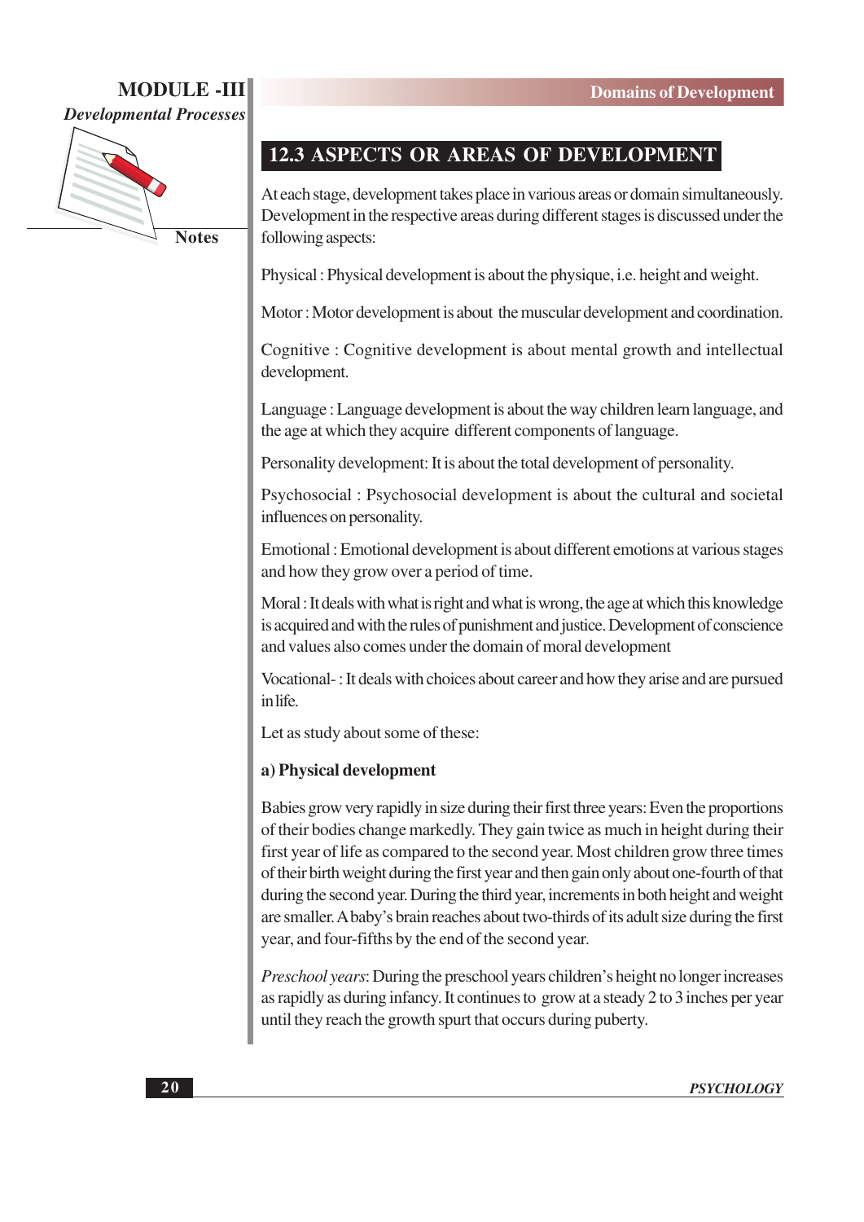## 12.3 ASPECTS OR AREAS OF DEVELOPMENT

At each stage, development takes place in various areas or domain simultaneously. Development in the respective areas during different stages is discussed under the following aspects:

Physical : Physical development is about the physique, i.e. height and weight.

Motor : Motor development is about the muscular development and coordination.

Cognitive : Cognitive development is about mental growth and intellectual development.

Language : Language development is about the way children learn language, and the age at which they acquire different components of language.

Personality development: It is about the total development of personality.

Psychosocial : Psychosocial development is about the cultural and societal influences on personality.

Emotional : Emotional development is about different emotions at various stages and how they grow over a period of time.

Moral : It deals with what is right and what is wrong, the age at which this knowledge is acquired and with the rules of punishment and justice. Development of conscience and values also comes under the domain of moral development

Vocational- : It deals with choices about career and how they arise and are pursued in life.

Let as study about some of these:

**a) Physical development**

Babies grow very rapidly in size during their first three years: Even the proportions of their bodies change markedly. They gain twice as much in height during their first year of life as compared to the second year. Most children grow three times of their birth weight during the first year and then gain only about one-fourth of that during the second year. During the third year, increments in both height and weight are smaller. A baby's brain reaches about two-thirds of its adult size during the first year, and four-fifths by the end of the second year.

*Preschool years*: During the preschool years children's height no longer increases as rapidly as during infancy. It continues to grow at a steady 2 to 3 inches per year until they reach the growth spurt that occurs during puberty.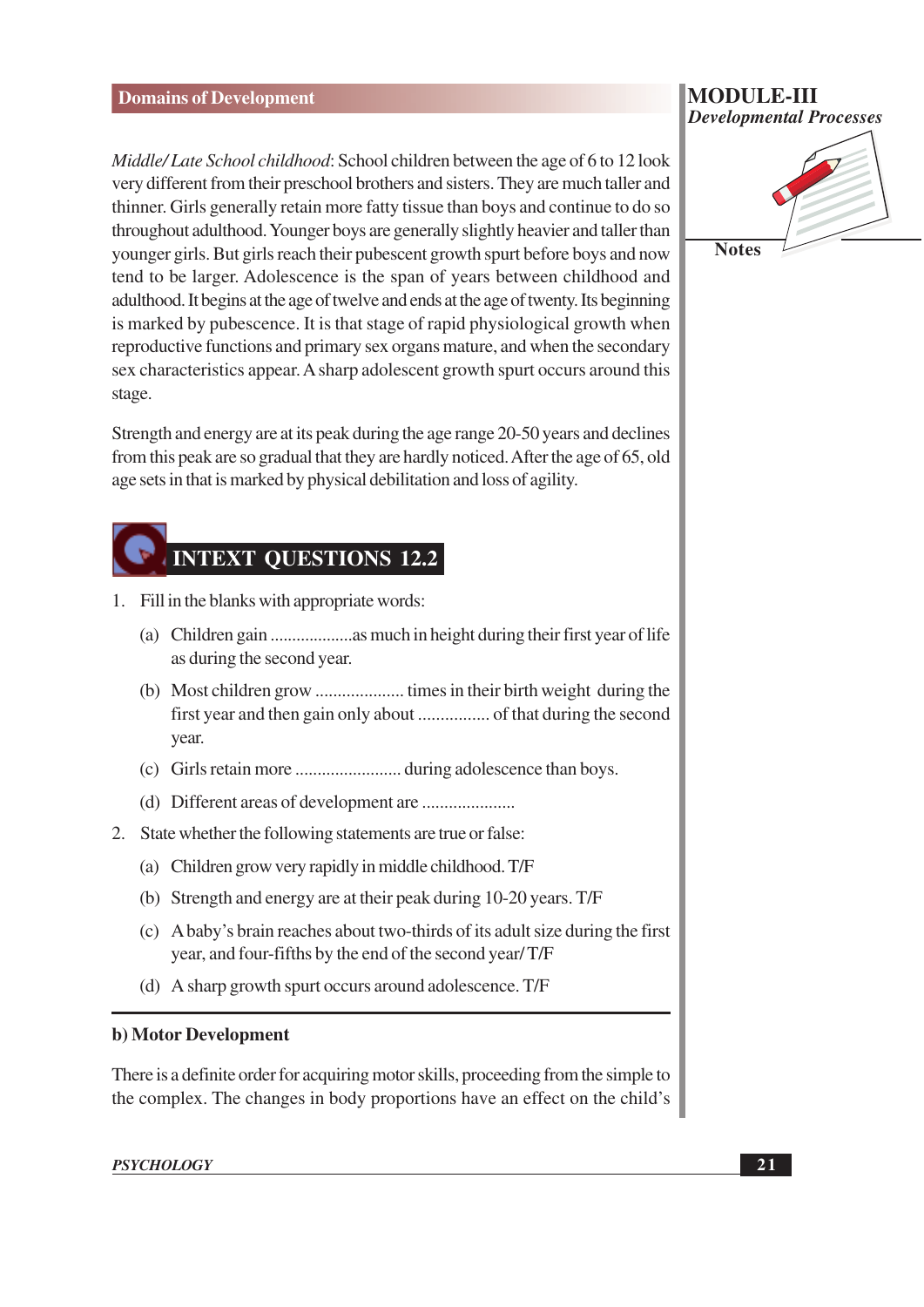*Middle/ Late School childhood*: School children between the age of 6 to 12 look very different from their preschool brothers and sisters. They are much taller and thinner. Girls generally retain more fatty tissue than boys and continue to do so throughout adulthood. Younger boys are generally slightly heavier and taller than younger girls. But girls reach their pubescent growth spurt before boys and now tend to be larger. Adolescence is the span of years between childhood and adulthood. It begins at the age of twelve and ends at the age of twenty. Its beginning is marked by pubescence. It is that stage of rapid physiological growth when reproductive functions and primary sex organs mature, and when the secondary sex characteristics appear. A sharp adolescent growth spurt occurs around this stage.

Strength and energy are at its peak during the age range 20-50 years and declines from this peak are so gradual that they are hardly noticed. After the age of 65, old age sets in that is marked by physical debilitation and loss of agility.

## INTEXT QUESTIONS 12.2

1. Fill in the blanks with appropriate words:

   (a) Children gain ..................as much in height during their first year of life as during the second year.

   (b) Most children grow .................... times in their birth weight during the first year and then gain only about ................ of that during the second year.

   (c) Girls retain more ........................ during adolescence than boys.

   (d) Different areas of development are .....................

2. State whether the following statements are true or false:

   (a) Children grow very rapidly in middle childhood. T/F

   (b) Strength and energy are at their peak during 10-20 years. T/F

   (c) A baby's brain reaches about two-thirds of its adult size during the first year, and four-fifths by the end of the second year/ T/F

   (d) A sharp growth spurt occurs around adolescence. T/F

---

**b) Motor Development**

There is a definite order for acquiring motor skills, proceeding from the simple to the complex. The changes in body proportions have an effect on the child's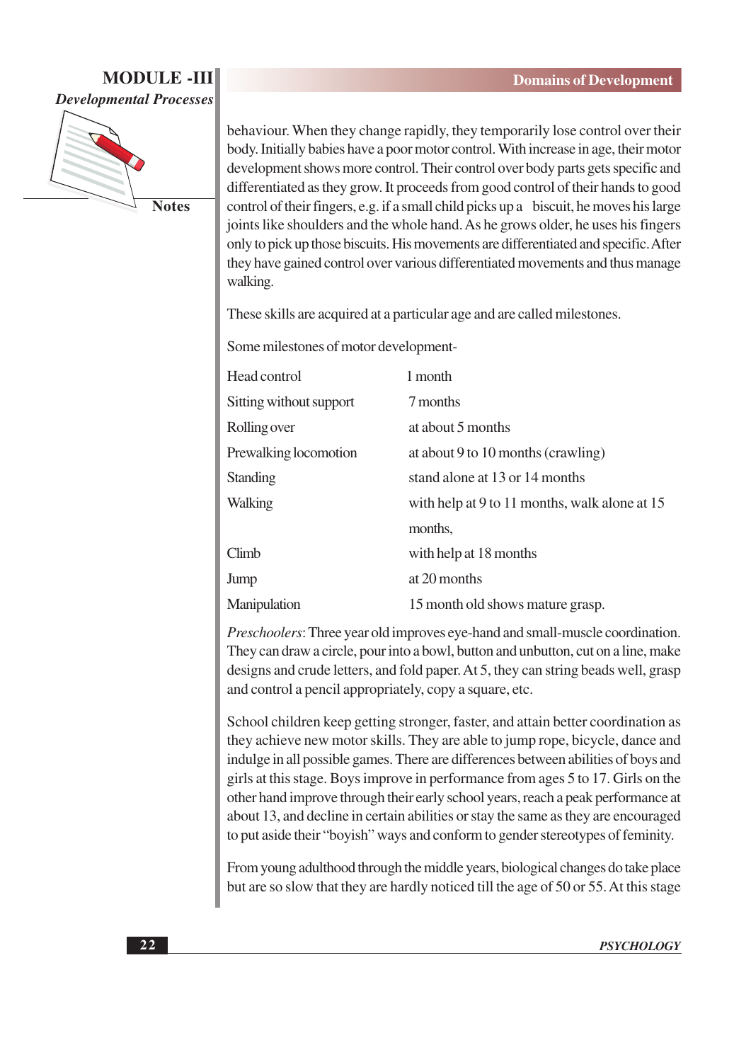behaviour. When they change rapidly, they temporarily lose control over their body. Initially babies have a poor motor control. With increase in age, their motor development shows more control. Their control over body parts gets specific and differentiated as they grow. It proceeds from good control of their hands to good control of their fingers, e.g. if a small child picks up a biscuit, he moves his large joints like shoulders and the whole hand. As he grows older, he uses his fingers only to pick up those biscuits. His movements are differentiated and specific. After they have gained control over various differentiated movements and thus manage walking.

These skills are acquired at a particular age and are called milestones.

Some milestones of motor development-

| | |
|---|---|
| Head control | 1 month |
| Sitting without support | 7 months |
| Rolling over | at about 5 months |
| Prewalking locomotion | at about 9 to 10 months (crawling) |
| Standing | stand alone at 13 or 14 months |
| Walking | with help at 9 to 11 months, walk alone at 15 months, |
| Climb | with help at 18 months |
| Jump | at 20 months |
| Manipulation | 15 month old shows mature grasp. |

*Preschoolers*: Three year old improves eye-hand and small-muscle coordination. They can draw a circle, pour into a bowl, button and unbutton, cut on a line, make designs and crude letters, and fold paper. At 5, they can string beads well, grasp and control a pencil appropriately, copy a square, etc.

School children keep getting stronger, faster, and attain better coordination as they achieve new motor skills. They are able to jump rope, bicycle, dance and indulge in all possible games. There are differences between abilities of boys and girls at this stage. Boys improve in performance from ages 5 to 17. Girls on the other hand improve through their early school years, reach a peak performance at about 13, and decline in certain abilities or stay the same as they are encouraged to put aside their "boyish" ways and conform to gender stereotypes of feminity.

From young adulthood through the middle years, biological changes do take place but are so slow that they are hardly noticed till the age of 50 or 55. At this stage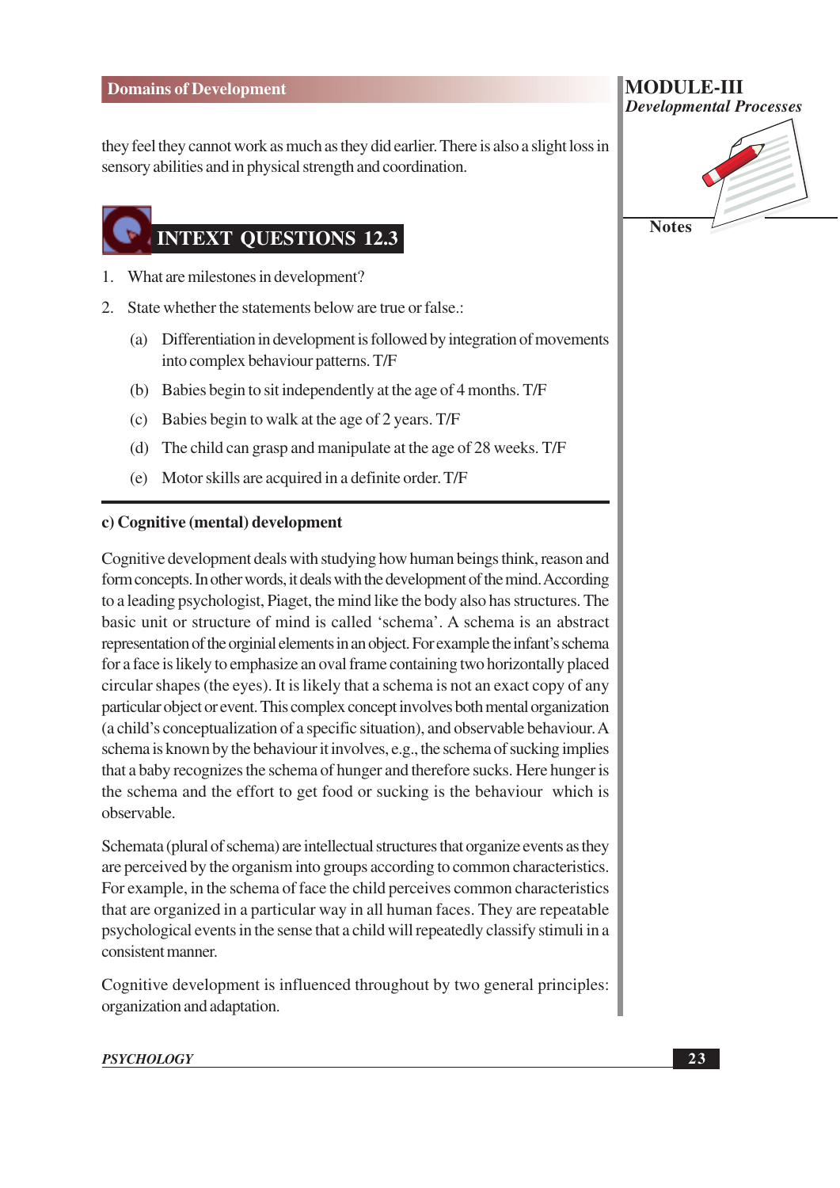they feel they cannot work as much as they did earlier. There is also a slight loss in sensory abilities and in physical strength and coordination.

## INTEXT QUESTIONS 12.3

1. What are milestones in development?
2. State whether the statements below are true or false.:
   (a) Differentiation in development is followed by integration of movements into complex behaviour patterns. T/F
   (b) Babies begin to sit independently at the age of 4 months. T/F
   (c) Babies begin to walk at the age of 2 years. T/F
   (d) The child can grasp and manipulate at the age of 28 weeks. T/F
   (e) Motor skills are acquired in a definite order. T/F

---

### c) Cognitive (mental) development

Cognitive development deals with studying how human beings think, reason and form concepts. In other words, it deals with the development of the mind. According to a leading psychologist, Piaget, the mind like the body also has structures. The basic unit or structure of mind is called 'schema'. A schema is an abstract representation of the orginial elements in an object. For example the infant's schema for a face is likely to emphasize an oval frame containing two horizontally placed circular shapes (the eyes). It is likely that a schema is not an exact copy of any particular object or event. This complex concept involves both mental organization (a child's conceptualization of a specific situation), and observable behaviour. A schema is known by the behaviour it involves, e.g., the schema of sucking implies that a baby recognizes the schema of hunger and therefore sucks. Here hunger is the schema and the effort to get food or sucking is the behaviour which is observable.

Schemata (plural of schema) are intellectual structures that organize events as they are perceived by the organism into groups according to common characteristics. For example, in the schema of face the child perceives common characteristics that are organized in a particular way in all human faces. They are repeatable psychological events in the sense that a child will repeatedly classify stimuli in a consistent manner.

Cognitive development is influenced throughout by two general principles: organization and adaptation.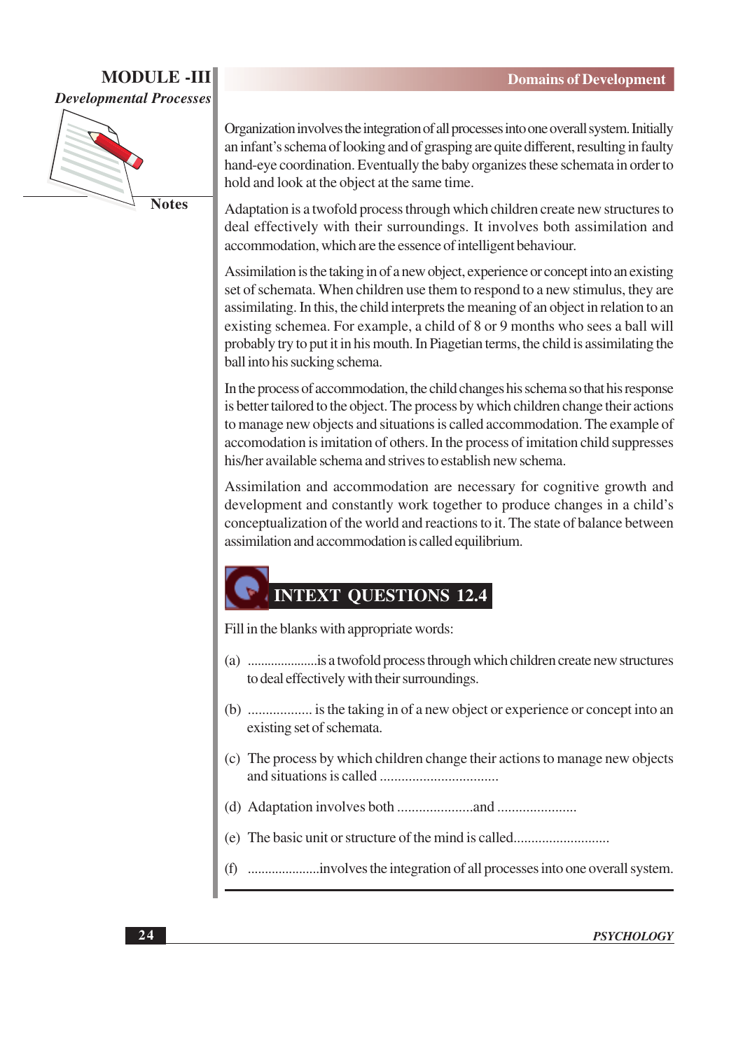Organization involves the integration of all processes into one overall system. Initially an infant's schema of looking and of grasping are quite different, resulting in faulty hand-eye coordination. Eventually the baby organizes these schemata in order to hold and look at the object at the same time.

Adaptation is a twofold process through which children create new structures to deal effectively with their surroundings. It involves both assimilation and accommodation, which are the essence of intelligent behaviour.

Assimilation is the taking in of a new object, experience or concept into an existing set of schemata. When children use them to respond to a new stimulus, they are assimilating. In this, the child interprets the meaning of an object in relation to an existing schemea. For example, a child of 8 or 9 months who sees a ball will probably try to put it in his mouth. In Piagetian terms, the child is assimilating the ball into his sucking schema.

In the process of accommodation, the child changes his schema so that his response is better tailored to the object. The process by which children change their actions to manage new objects and situations is called accommodation. The example of accomodation is imitation of others. In the process of imitation child suppresses his/her available schema and strives to establish new schema.

Assimilation and accommodation are necessary for cognitive growth and development and constantly work together to produce changes in a child's conceptualization of the world and reactions to it. The state of balance between assimilation and accommodation is called equilibrium.

## INTEXT QUESTIONS 12.4

Fill in the blanks with appropriate words:

(a) .....................is a twofold process through which children create new structures to deal effectively with their surroundings.

(b) .................. is the taking in of a new object or experience or concept into an existing set of schemata.

(c) The process by which children change their actions to manage new objects and situations is called .................................

(d) Adaptation involves both .....................and ......................

(e) The basic unit or structure of the mind is called...........................

(f) .....................involves the integration of all processes into one overall system.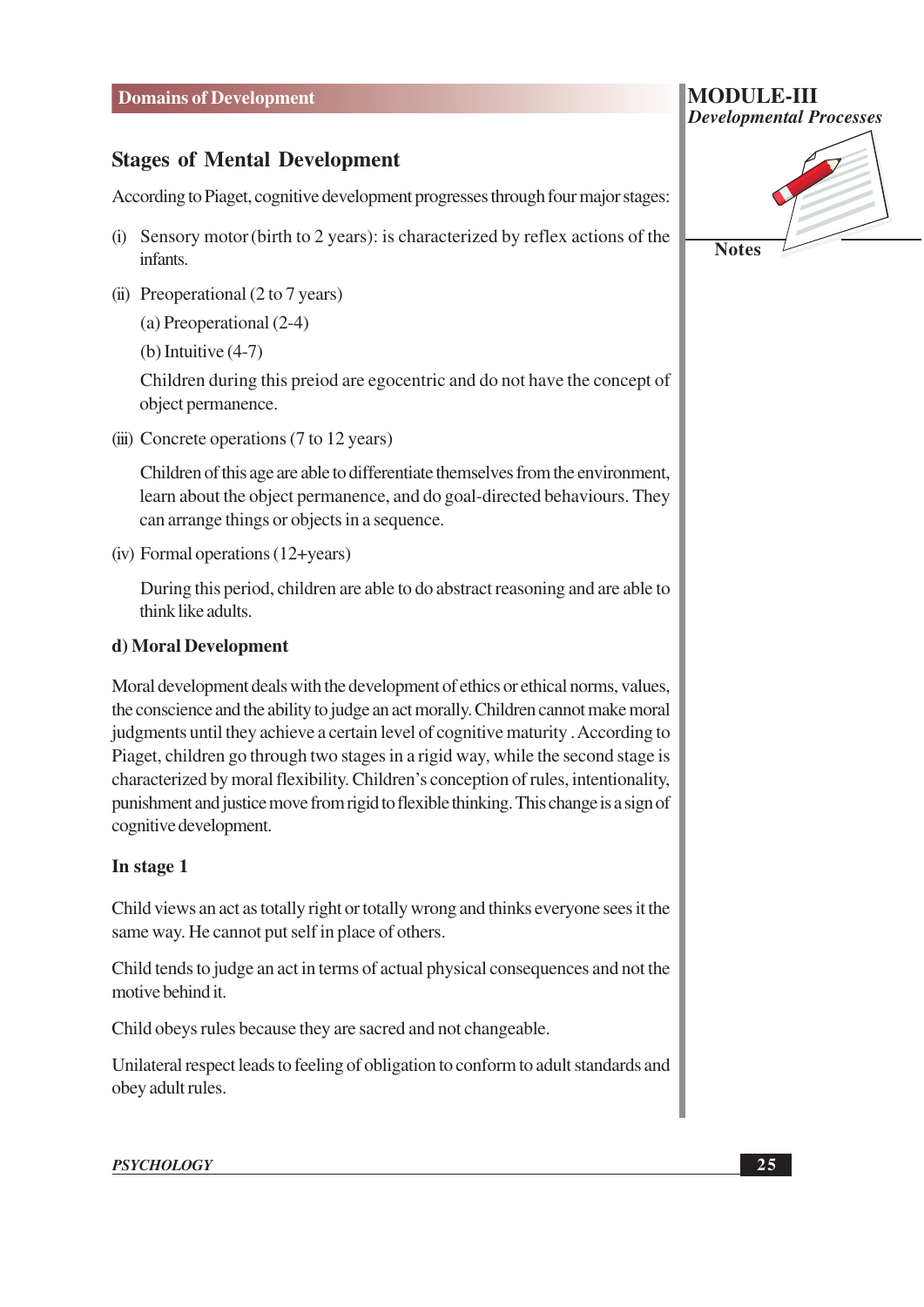## Stages of Mental Development

According to Piaget, cognitive development progresses through four major stages:

(i) Sensory motor (birth to 2 years): is characterized by reflex actions of the infants.

(ii) Preoperational (2 to 7 years)

(a) Preoperational (2-4)

(b) Intuitive (4-7)

Children during this preiod are egocentric and do not have the concept of object permanence.

(iii) Concrete operations (7 to 12 years)

Children of this age are able to differentiate themselves from the environment, learn about the object permanence, and do goal-directed behaviours. They can arrange things or objects in a sequence.

(iv) Formal operations (12+years)

During this period, children are able to do abstract reasoning and are able to think like adults.

### d) Moral Development

Moral development deals with the development of ethics or ethical norms, values, the conscience and the ability to judge an act morally. Children cannot make moral judgments until they achieve a certain level of cognitive maturity . According to Piaget, children go through two stages in a rigid way, while the second stage is characterized by moral flexibility. Children's conception of rules, intentionality, punishment and justice move from rigid to flexible thinking. This change is a sign of cognitive development.

#### In stage 1

Child views an act as totally right or totally wrong and thinks everyone sees it the same way. He cannot put self in place of others.

Child tends to judge an act in terms of actual physical consequences and not the motive behind it.

Child obeys rules because they are sacred and not changeable.

Unilateral respect leads to feeling of obligation to conform to adult standards and obey adult rules.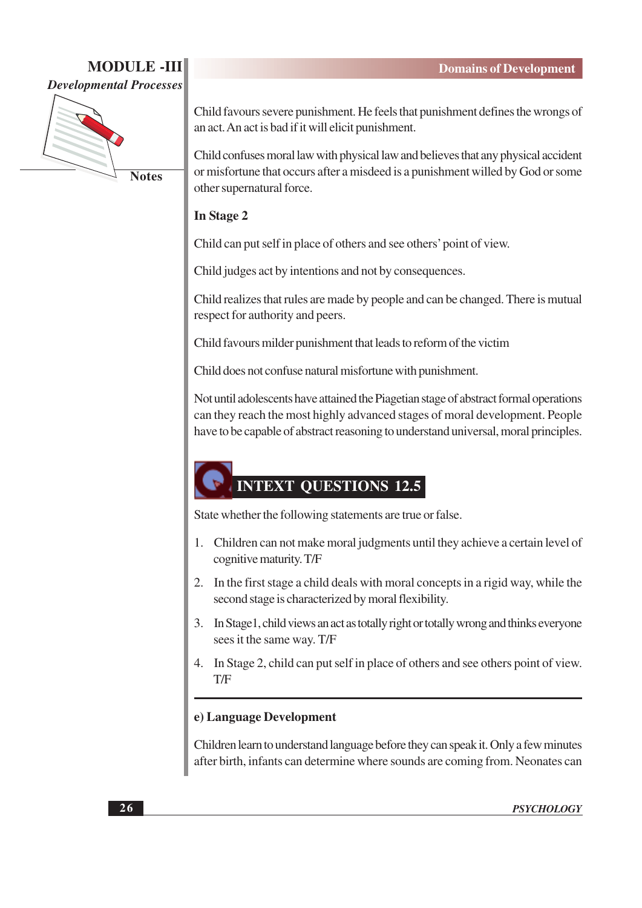Child favours severe punishment. He feels that punishment defines the wrongs of an act. An act is bad if it will elicit punishment.

Child confuses moral law with physical law and believes that any physical accident or misfortune that occurs after a misdeed is a punishment willed by God or some other supernatural force.

**In Stage 2**

Child can put self in place of others and see others' point of view.

Child judges act by intentions and not by consequences.

Child realizes that rules are made by people and can be changed. There is mutual respect for authority and peers.

Child favours milder punishment that leads to reform of the victim

Child does not confuse natural misfortune with punishment.

Not until adolescents have attained the Piagetian stage of abstract formal operations can they reach the most highly advanced stages of moral development. People have to be capable of abstract reasoning to understand universal, moral principles.

## INTEXT QUESTIONS 12.5

State whether the following statements are true or false.

1. Children can not make moral judgments until they achieve a certain level of cognitive maturity. T/F
2. In the first stage a child deals with moral concepts in a rigid way, while the second stage is characterized by moral flexibility.
3. In Stage1, child views an act as totally right or totally wrong and thinks everyone sees it the same way. T/F
4. In Stage 2, child can put self in place of others and see others point of view. T/F

---

**e) Language Development**

Children learn to understand language before they can speak it. Only a few minutes after birth, infants can determine where sounds are coming from. Neonates can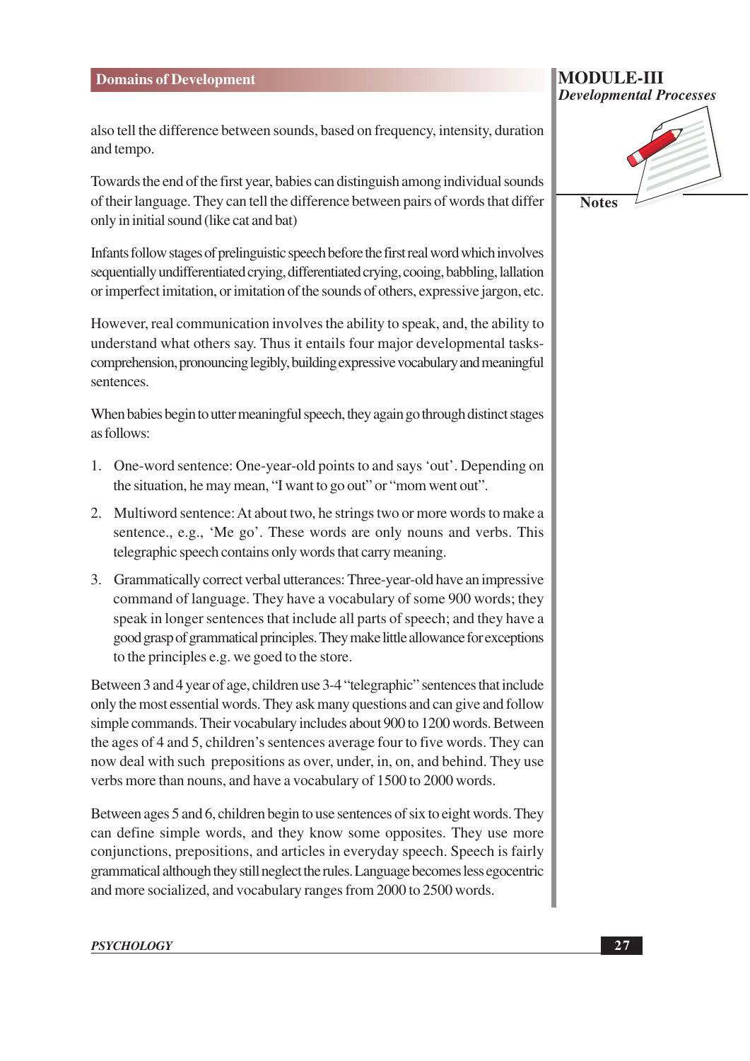also tell the difference between sounds, based on frequency, intensity, duration and tempo.

Towards the end of the first year, babies can distinguish among individual sounds of their language. They can tell the difference between pairs of words that differ only in initial sound (like cat and bat)

Infants follow stages of prelinguistic speech before the first real word which involves sequentially undifferentiated crying, differentiated crying, cooing, babbling, lallation or imperfect imitation, or imitation of the sounds of others, expressive jargon, etc.

However, real communication involves the ability to speak, and, the ability to understand what others say. Thus it entails four major developmental tasks- comprehension, pronouncing legibly, building expressive vocabulary and meaningful sentences.

When babies begin to utter meaningful speech, they again go through distinct stages as follows:

1. One-word sentence: One-year-old points to and says 'out'. Depending on the situation, he may mean, "I want to go out" or "mom went out".
2. Multiword sentence: At about two, he strings two or more words to make a sentence., e.g., 'Me go'. These words are only nouns and verbs. This telegraphic speech contains only words that carry meaning.
3. Grammatically correct verbal utterances: Three-year-old have an impressive command of language. They have a vocabulary of some 900 words; they speak in longer sentences that include all parts of speech; and they have a good grasp of grammatical principles. They make little allowance for exceptions to the principles e.g. we goed to the store.

Between 3 and 4 year of age, children use 3-4 "telegraphic" sentences that include only the most essential words. They ask many questions and can give and follow simple commands. Their vocabulary includes about 900 to 1200 words. Between the ages of 4 and 5, children's sentences average four to five words. They can now deal with such prepositions as over, under, in, on, and behind. They use verbs more than nouns, and have a vocabulary of 1500 to 2000 words.

Between ages 5 and 6, children begin to use sentences of six to eight words. They can define simple words, and they know some opposites. They use more conjunctions, prepositions, and articles in everyday speech. Speech is fairly grammatical although they still neglect the rules. Language becomes less egocentric and more socialized, and vocabulary ranges from 2000 to 2500 words.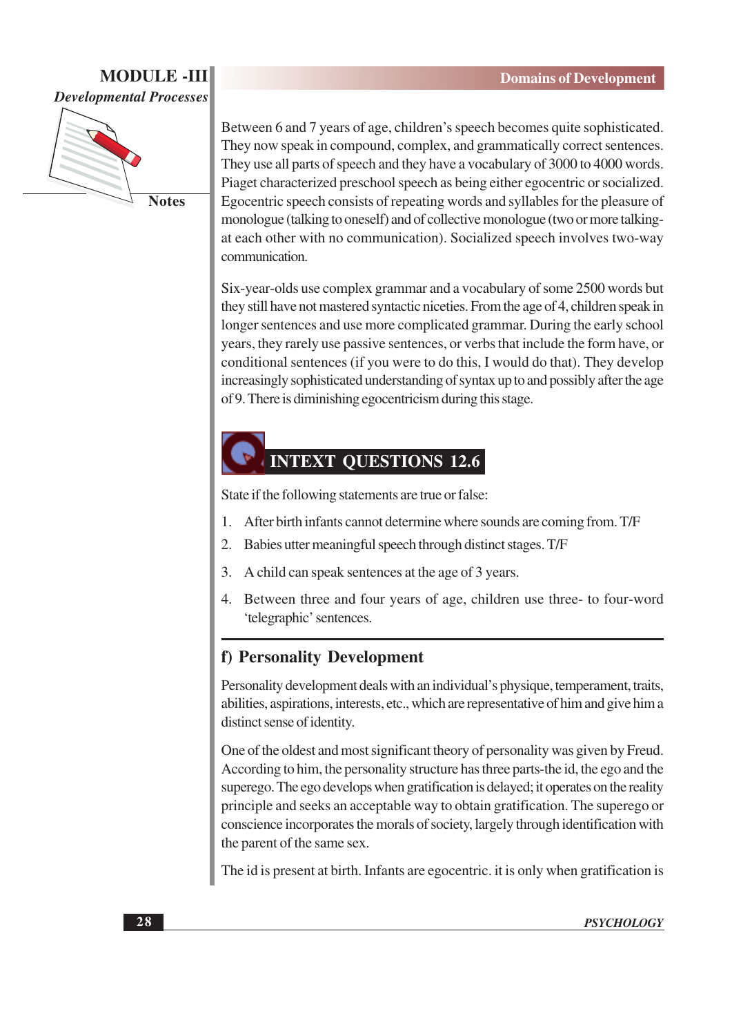Between 6 and 7 years of age, children's speech becomes quite sophisticated. They now speak in compound, complex, and grammatically correct sentences. They use all parts of speech and they have a vocabulary of 3000 to 4000 words. Piaget characterized preschool speech as being either egocentric or socialized. Egocentric speech consists of repeating words and syllables for the pleasure of monologue (talking to oneself) and of collective monologue (two or more talking-at each other with no communication). Socialized speech involves two-way communication.

Six-year-olds use complex grammar and a vocabulary of some 2500 words but they still have not mastered syntactic niceties. From the age of 4, children speak in longer sentences and use more complicated grammar. During the early school years, they rarely use passive sentences, or verbs that include the form have, or conditional sentences (if you were to do this, I would do that). They develop increasingly sophisticated understanding of syntax up to and possibly after the age of 9. There is diminishing egocentricism during this stage.

## INTEXT QUESTIONS 12.6

State if the following statements are true or false:

1. After birth infants cannot determine where sounds are coming from. T/F
2. Babies utter meaningful speech through distinct stages. T/F
3. A child can speak sentences at the age of 3 years.
4. Between three and four years of age, children use three- to four-word 'telegraphic' sentences.

### f) Personality Development

Personality development deals with an individual's physique, temperament, traits, abilities, aspirations, interests, etc., which are representative of him and give him a distinct sense of identity.

One of the oldest and most significant theory of personality was given by Freud. According to him, the personality structure has three parts-the id, the ego and the superego. The ego develops when gratification is delayed; it operates on the reality principle and seeks an acceptable way to obtain gratification. The superego or conscience incorporates the morals of society, largely through identification with the parent of the same sex.

The id is present at birth. Infants are egocentric. it is only when gratification is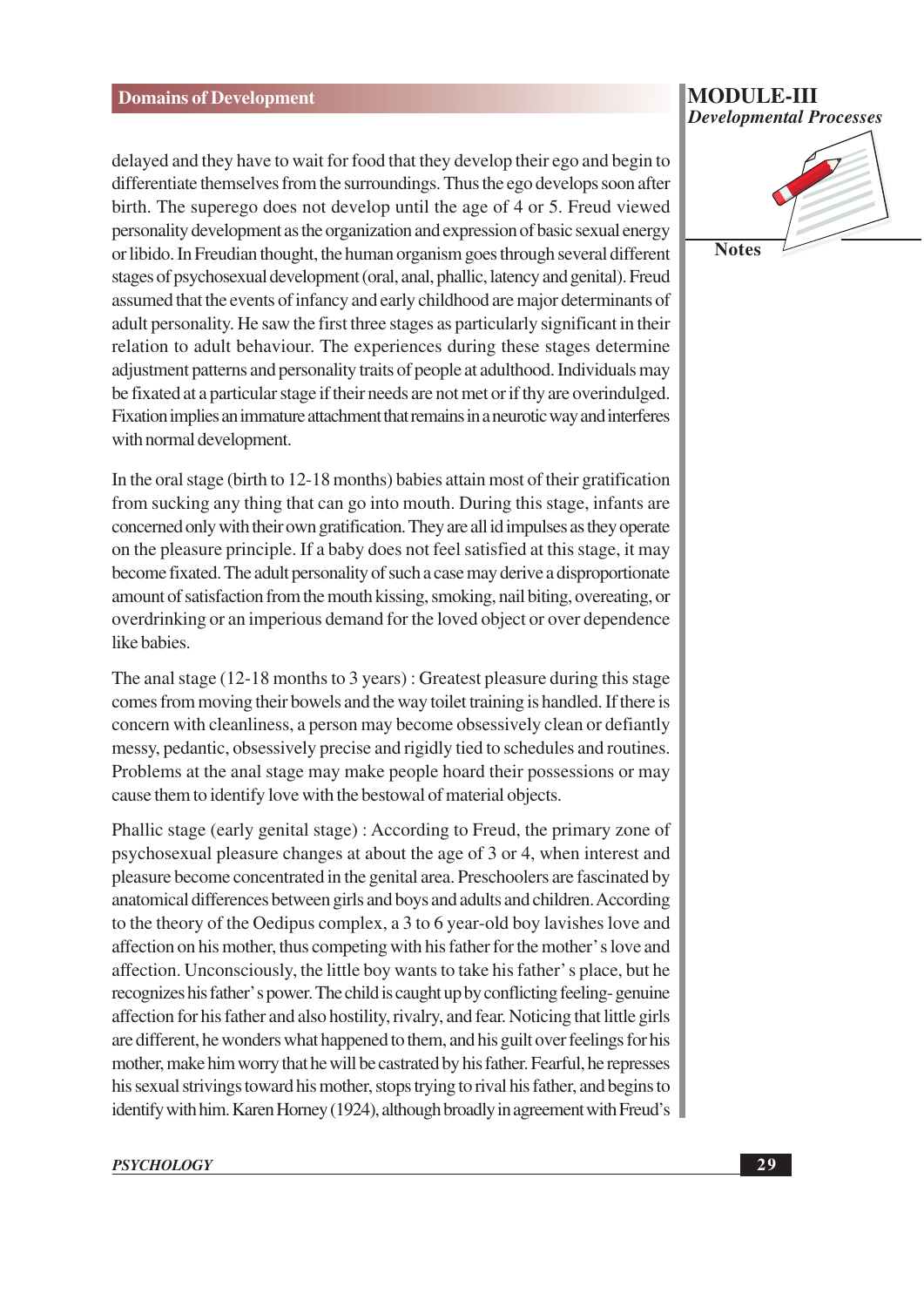delayed and they have to wait for food that they develop their ego and begin to differentiate themselves from the surroundings. Thus the ego develops soon after birth. The superego does not develop until the age of 4 or 5. Freud viewed personality development as the organization and expression of basic sexual energy or libido. In Freudian thought, the human organism goes through several different stages of psychosexual development (oral, anal, phallic, latency and genital). Freud assumed that the events of infancy and early childhood are major determinants of adult personality. He saw the first three stages as particularly significant in their relation to adult behaviour. The experiences during these stages determine adjustment patterns and personality traits of people at adulthood. Individuals may be fixated at a particular stage if their needs are not met or if thy are overindulged. Fixation implies an immature attachment that remains in a neurotic way and interferes with normal development.

In the oral stage (birth to 12-18 months) babies attain most of their gratification from sucking any thing that can go into mouth. During this stage, infants are concerned only with their own gratification. They are all id impulses as they operate on the pleasure principle. If a baby does not feel satisfied at this stage, it may become fixated. The adult personality of such a case may derive a disproportionate amount of satisfaction from the mouth kissing, smoking, nail biting, overeating, or overdrinking or an imperious demand for the loved object or over dependence like babies.

The anal stage (12-18 months to 3 years) : Greatest pleasure during this stage comes from moving their bowels and the way toilet training is handled. If there is concern with cleanliness, a person may become obsessively clean or defiantly messy, pedantic, obsessively precise and rigidly tied to schedules and routines. Problems at the anal stage may make people hoard their possessions or may cause them to identify love with the bestowal of material objects.

Phallic stage (early genital stage) : According to Freud, the primary zone of psychosexual pleasure changes at about the age of 3 or 4, when interest and pleasure become concentrated in the genital area. Preschoolers are fascinated by anatomical differences between girls and boys and adults and children. According to the theory of the Oedipus complex, a 3 to 6 year-old boy lavishes love and affection on his mother, thus competing with his father for the mother's love and affection. Unconsciously, the little boy wants to take his father's place, but he recognizes his father's power. The child is caught up by conflicting feeling- genuine affection for his father and also hostility, rivalry, and fear. Noticing that little girls are different, he wonders what happened to them, and his guilt over feelings for his mother, make him worry that he will be castrated by his father. Fearful, he represses his sexual strivings toward his mother, stops trying to rival his father, and begins to identify with him. Karen Horney (1924), although broadly in agreement with Freud's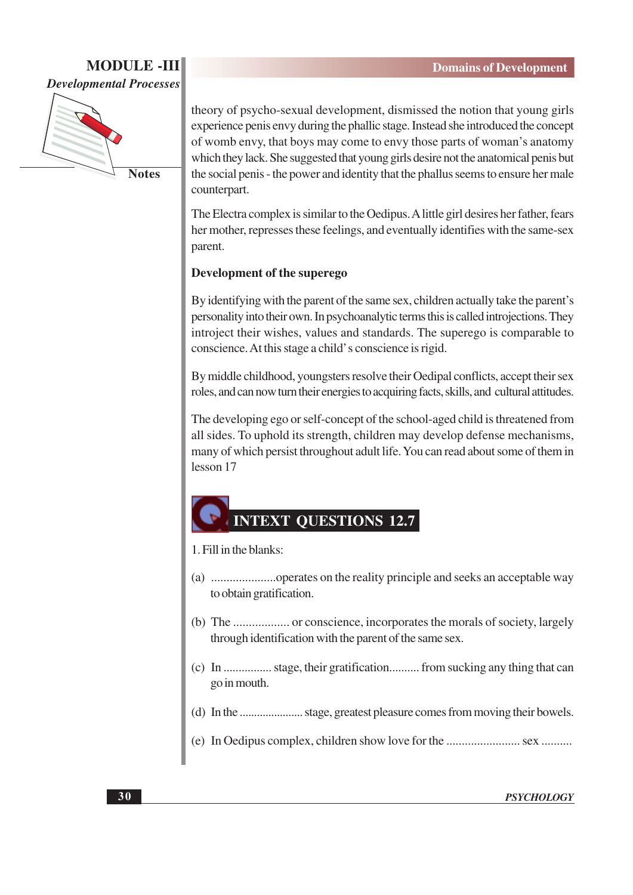theory of psycho-sexual development, dismissed the notion that young girls experience penis envy during the phallic stage. Instead she introduced the concept of womb envy, that boys may come to envy those parts of woman's anatomy which they lack. She suggested that young girls desire not the anatomical penis but the social penis - the power and identity that the phallus seems to ensure her male counterpart.

The Electra complex is similar to the Oedipus. A little girl desires her father, fears her mother, represses these feelings, and eventually identifies with the same-sex parent.

**Development of the superego**

By identifying with the parent of the same sex, children actually take the parent's personality into their own. In psychoanalytic terms this is called introjections. They introject their wishes, values and standards. The superego is comparable to conscience. At this stage a child' s conscience is rigid.

By middle childhood, youngsters resolve their Oedipal conflicts, accept their sex roles, and can now turn their energies to acquiring facts, skills, and cultural attitudes.

The developing ego or self-concept of the school-aged child is threatened from all sides. To uphold its strength, children may develop defense mechanisms, many of which persist throughout adult life. You can read about some of them in lesson 17

## INTEXT QUESTIONS 12.7

1. Fill in the blanks:

(a) ....................operates on the reality principle and seeks an acceptable way to obtain gratification.

(b) The ................. or conscience, incorporates the morals of society, largely through identification with the parent of the same sex.

(c) In ............... stage, their gratification.......... from sucking any thing that can go in mouth.

(d) In the ..................... stage, greatest pleasure comes from moving their bowels.

(e) In Oedipus complex, children show love for the ....................... sex ..........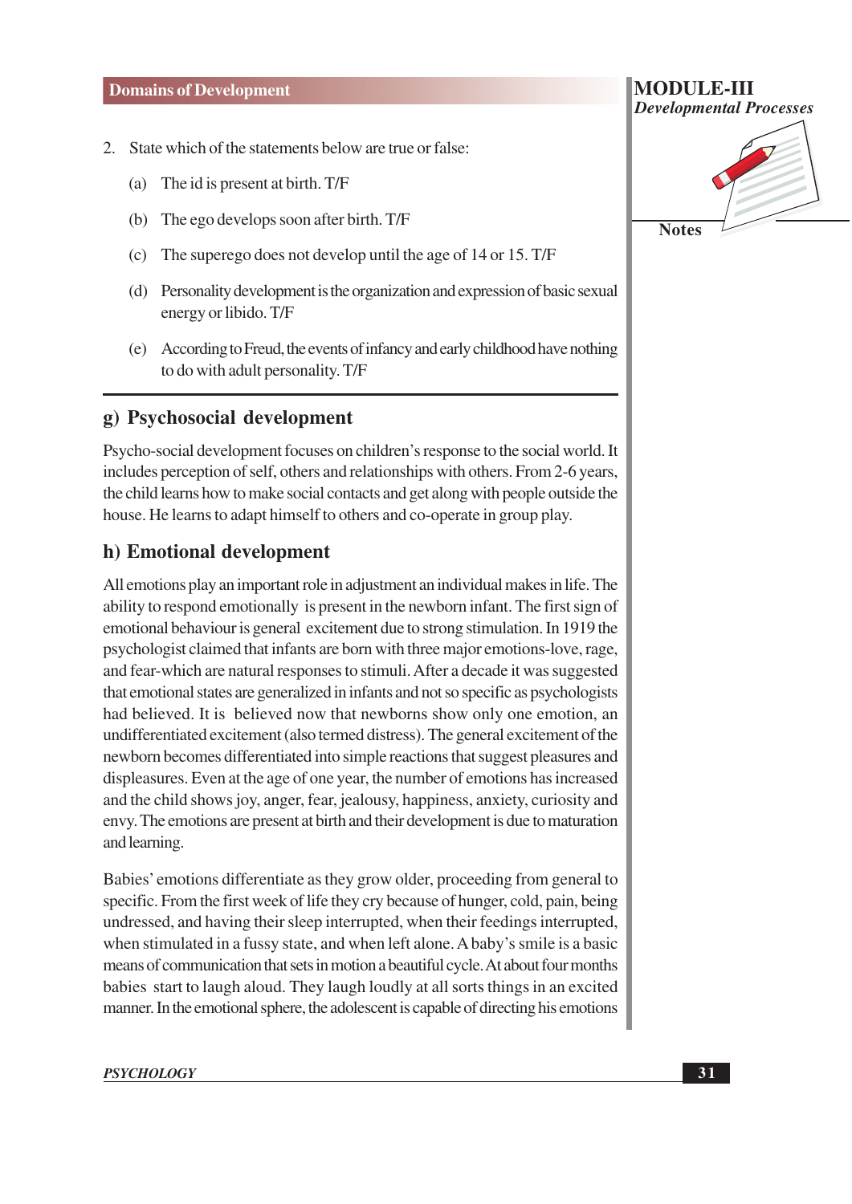2. State which of the statements below are true or false:

   (a) The id is present at birth. T/F

   (b) The ego develops soon after birth. T/F

   (c) The superego does not develop until the age of 14 or 15. T/F

   (d) Personality development is the organization and expression of basic sexual energy or libido. T/F

   (e) According to Freud, the events of infancy and early childhood have nothing to do with adult personality. T/F

---

## g) Psychosocial development

Psycho-social development focuses on children's response to the social world. It includes perception of self, others and relationships with others. From 2-6 years, the child learns how to make social contacts and get along with people outside the house. He learns to adapt himself to others and co-operate in group play.

## h) Emotional development

All emotions play an important role in adjustment an individual makes in life. The ability to respond emotionally is present in the newborn infant. The first sign of emotional behaviour is general excitement due to strong stimulation. In 1919 the psychologist claimed that infants are born with three major emotions-love, rage, and fear-which are natural responses to stimuli. After a decade it was suggested that emotional states are generalized in infants and not so specific as psychologists had believed. It is believed now that newborns show only one emotion, an undifferentiated excitement (also termed distress). The general excitement of the newborn becomes differentiated into simple reactions that suggest pleasures and displeasures. Even at the age of one year, the number of emotions has increased and the child shows joy, anger, fear, jealousy, happiness, anxiety, curiosity and envy. The emotions are present at birth and their development is due to maturation and learning.

Babies' emotions differentiate as they grow older, proceeding from general to specific. From the first week of life they cry because of hunger, cold, pain, being undressed, and having their sleep interrupted, when their feedings interrupted, when stimulated in a fussy state, and when left alone. A baby's smile is a basic means of communication that sets in motion a beautiful cycle. At about four months babies start to laugh aloud. They laugh loudly at all sorts things in an excited manner. In the emotional sphere, the adolescent is capable of directing his emotions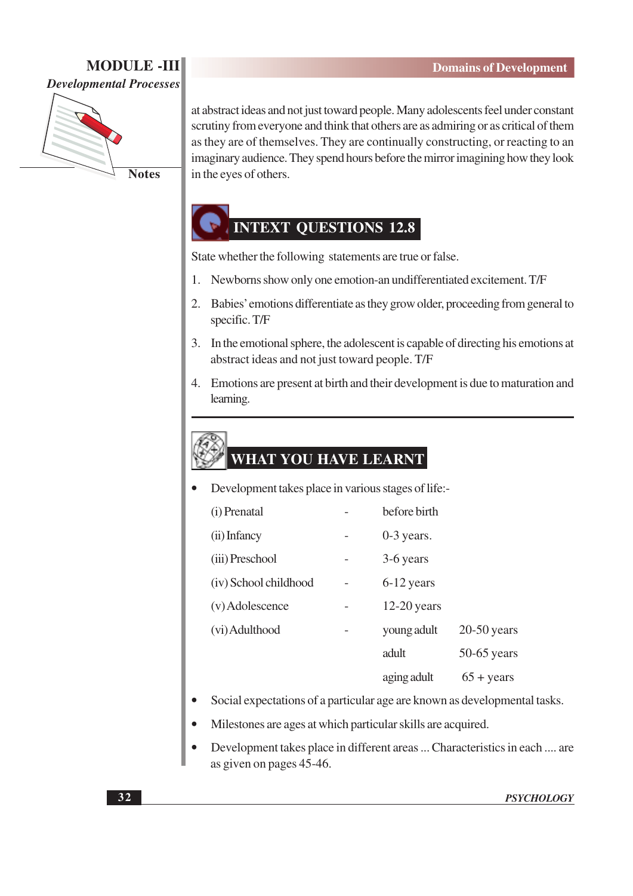at abstract ideas and not just toward people. Many adolescents feel under constant scrutiny from everyone and think that others are as admiring or as critical of them as they are of themselves. They are continually constructing, or reacting to an imaginary audience. They spend hours before the mirror imagining how they look in the eyes of others.

## INTEXT QUESTIONS 12.8

State whether the following statements are true or false.

1. Newborns show only one emotion-an undifferentiated excitement. T/F
2. Babies' emotions differentiate as they grow older, proceeding from general to specific. T/F
3. In the emotional sphere, the adolescent is capable of directing his emotions at abstract ideas and not just toward people. T/F
4. Emotions are present at birth and their development is due to maturation and learning.

## WHAT YOU HAVE LEARNT

- Development takes place in various stages of life:-

| | | | |
|---|---|---|---|
| (i) Prenatal | - | before birth | |
| (ii) Infancy | - | 0-3 years. | |
| (iii) Preschool | - | 3-6 years | |
| (iv) School childhood | - | 6-12 years | |
| (v) Adolescence | - | 12-20 years | |
| (vi) Adulthood | - | young adult | 20-50 years |
| | | adult | 50-65 years |
| | | aging adult | 65 + years |

- Social expectations of a particular age are known as developmental tasks.
- Milestones are ages at which particular skills are acquired.
- Development takes place in different areas ... Characteristics in each .... are as given on pages 45-46.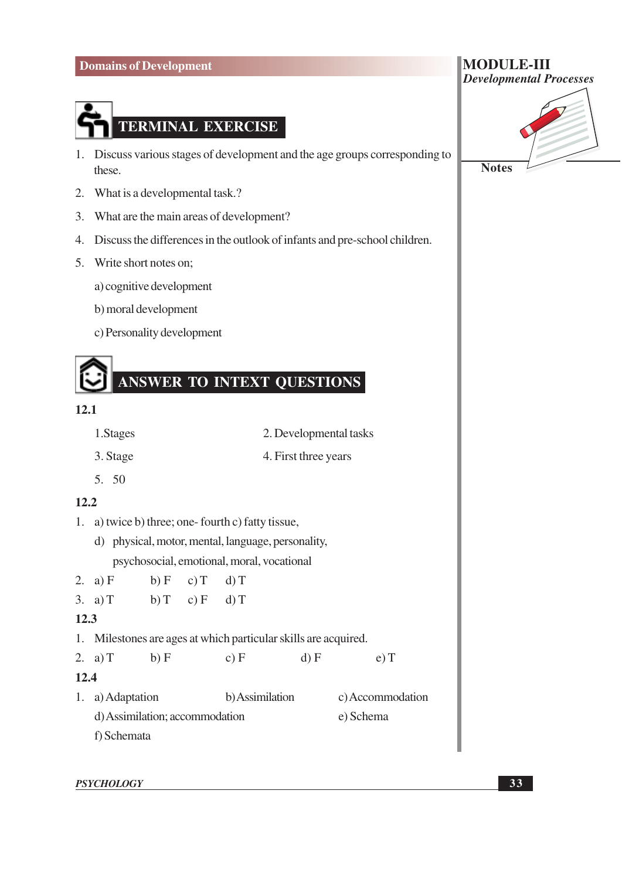## TERMINAL EXERCISE

1. Discuss various stages of development and the age groups corresponding to these.
2. What is a developmental task.?
3. What are the main areas of development?
4. Discuss the differences in the outlook of infants and pre-school children.
5. Write short notes on;

   a) cognitive development

   b) moral development

   c) Personality development

## ANSWER TO INTEXT QUESTIONS

**12.1**

1.Stages　　2. Developmental tasks

3. Stage　　4. First three years

5. 50

**12.2**

1. a) twice b) three; one- fourth c) fatty tissue,

   d) physical, motor, mental, language, personality, psychosocial, emotional, moral, vocational

2. a) F　b) F　c) T　d) T
3. a) T　b) T　c) F　d) T

**12.3**

1. Milestones are ages at which particular skills are acquired.
2. a) T　b) F　c) F　d) F　e) T

**12.4**

1. a) Adaptation　b) Assimilation　c) Accommodation

   d) Assimilation; accommodation　e) Schema

   f) Schemata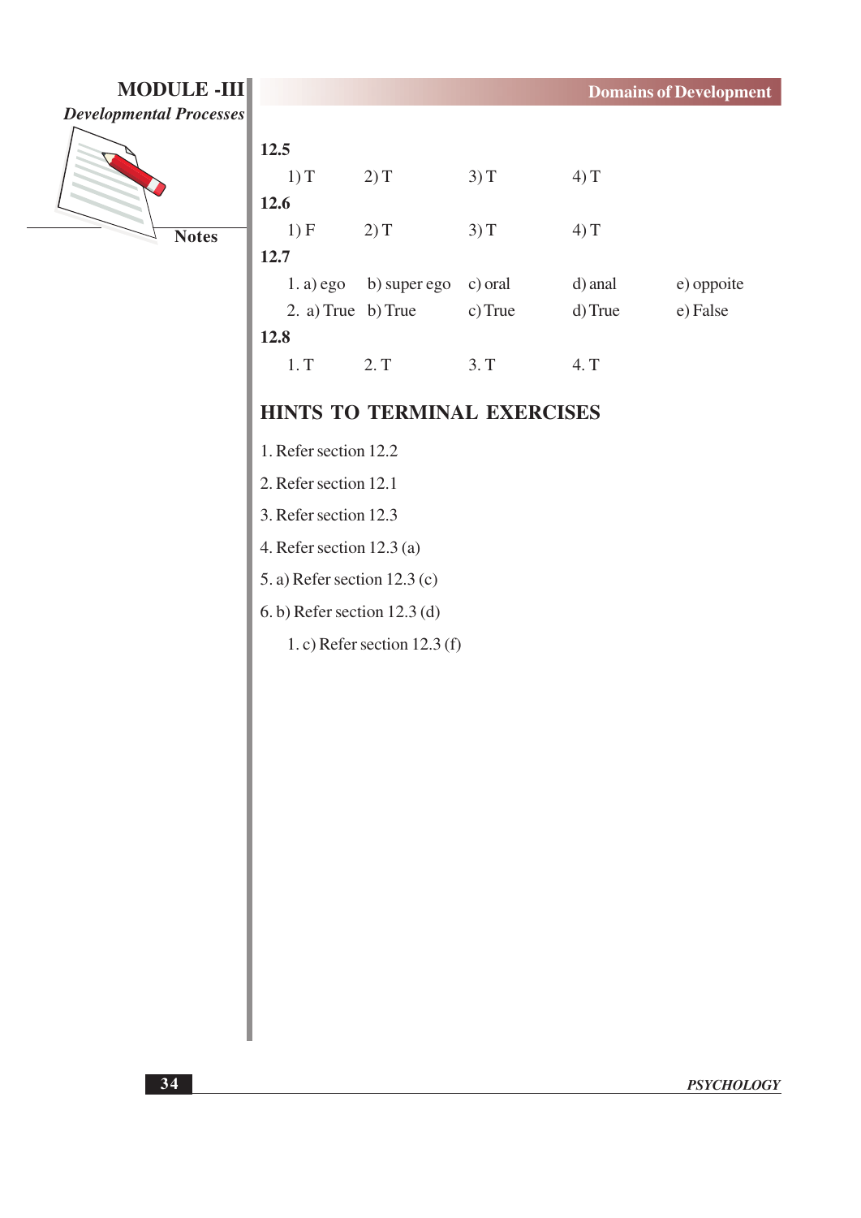**12.5**

| | | | | |
|---|---|---|---|---|
| 1) T | 2) T | 3) T | 4) T | |

**12.6**

| | | | | |
|---|---|---|---|---|
| 1) F | 2) T | 3) T | 4) T | |

**12.7**

| | | | | |
|---|---|---|---|---|
| 1. a) ego | b) super ego | c) oral | d) anal | e) oppoite |
| 2. a) True | b) True | c) True | d) True | e) False |

**12.8**

| | | | | |
|---|---|---|---|---|
| 1. T | 2. T | 3. T | 4. T | |

## HINTS TO TERMINAL EXERCISES

1. Refer section 12.2
2. Refer section 12.1
3. Refer section 12.3
4. Refer section 12.3 (a)
5. a) Refer section 12.3 (c)
6. b) Refer section 12.3 (d)
   1. c) Refer section 12.3 (f)